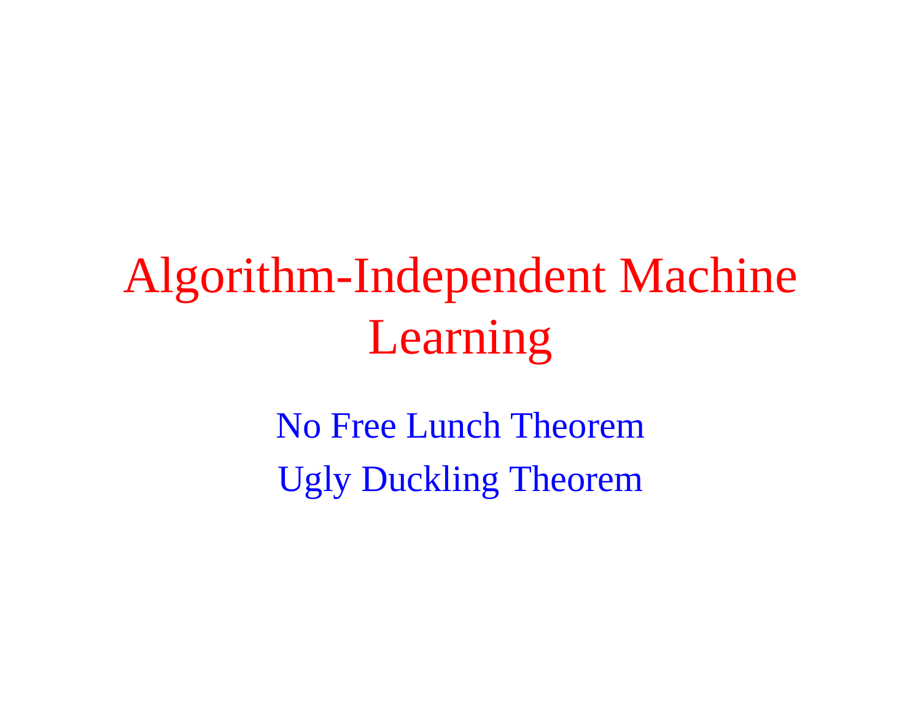# Algorithm-Independent Machine Learning

No Free Lunch Theorem

Ugly Duckling Theorem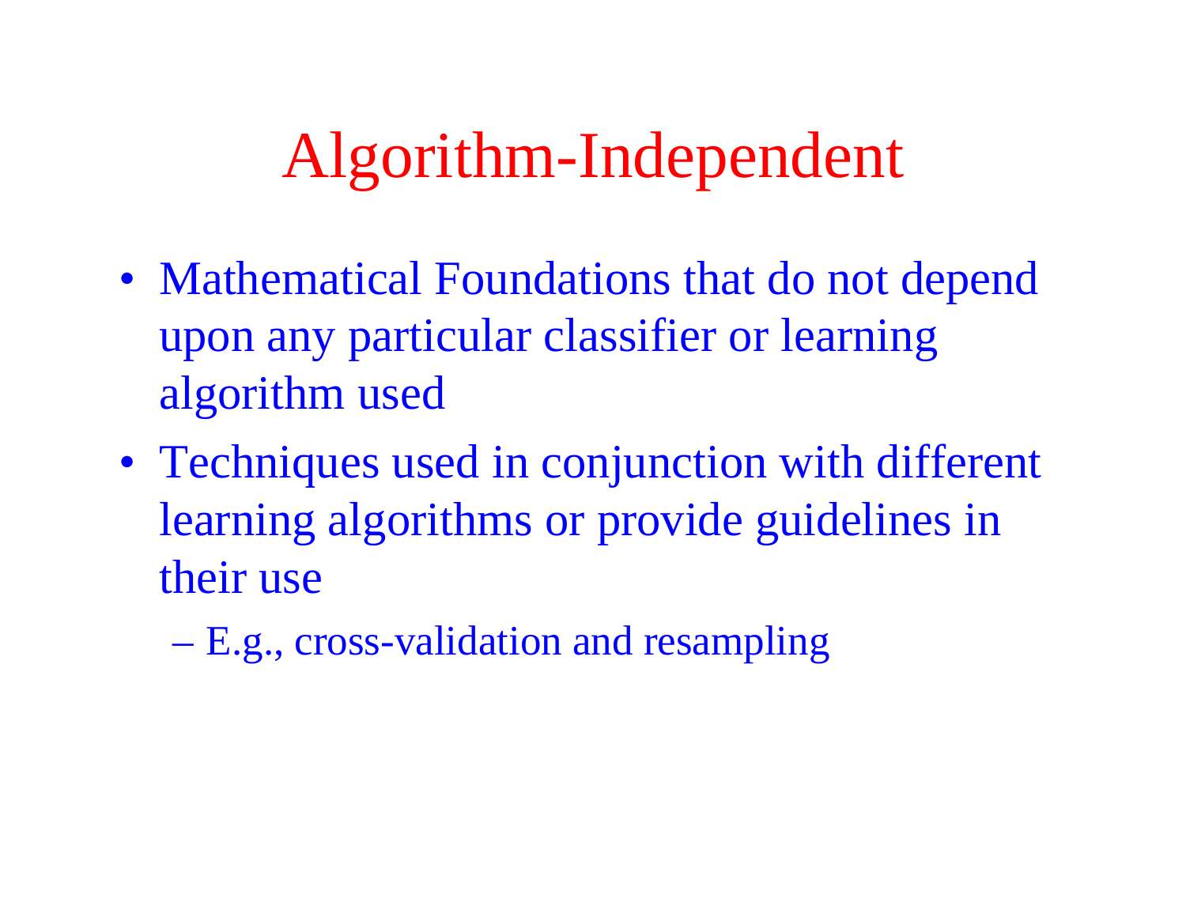# Algorithm-Independent

- Mathematical Foundations that do not depend upon any particular classifier or learning algorithm used
- Techniques used in conjunction with different learning algorithms or provide guidelines in their use
  - E.g., cross-validation and resampling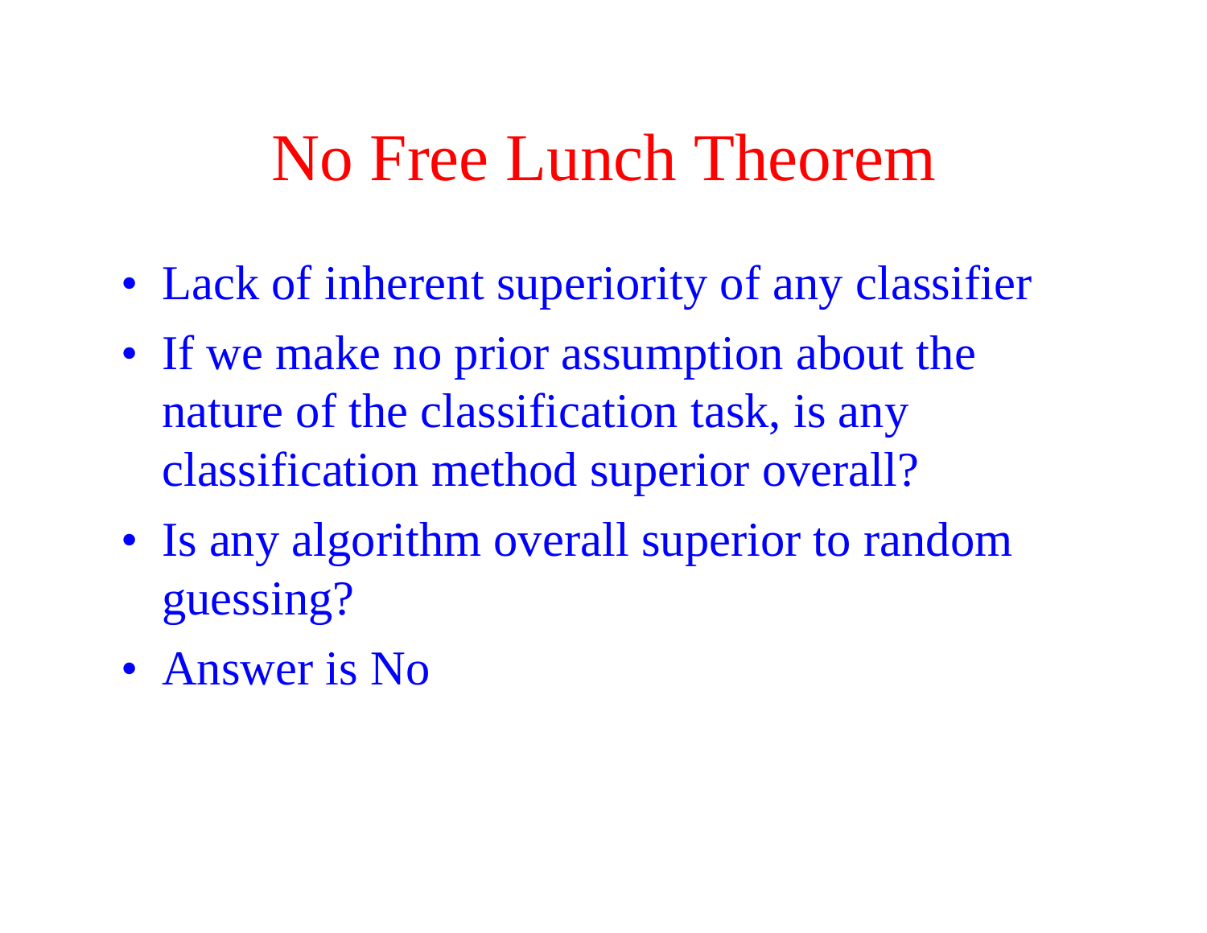# No Free Lunch Theorem

- Lack of inherent superiority of any classifier
- If we make no prior assumption about the nature of the classification task, is any classification method superior overall?
- Is any algorithm overall superior to random guessing?
- Answer is No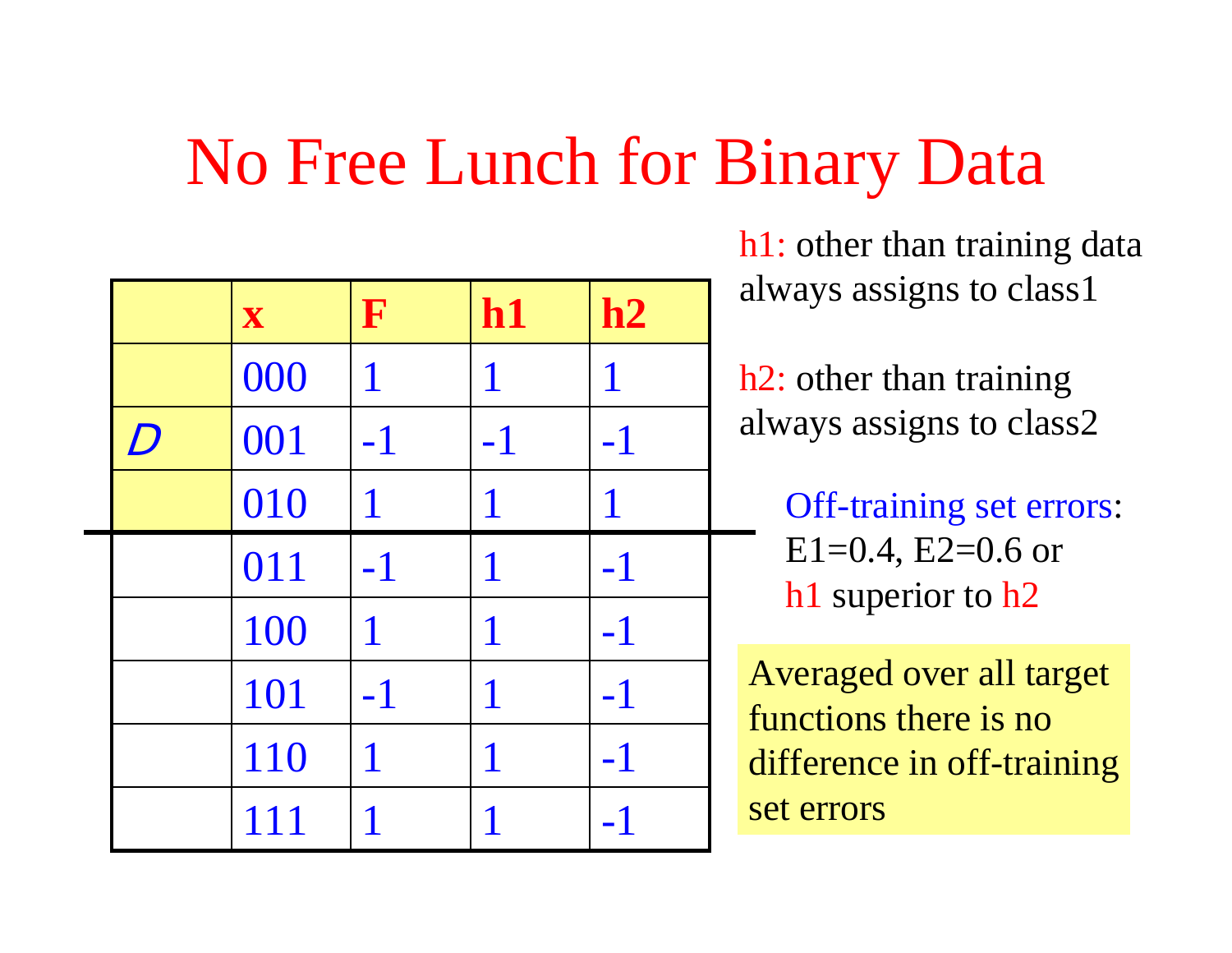# No Free Lunch for Binary Data

|  | x | F | h1 | h2 |
|---|---|---|---|---|
|  | 000 | 1 | 1 | 1 |
| *D* | 001 | -1 | -1 | -1 |
|  | 010 | 1 | 1 | 1 |
|  | 011 | -1 | 1 | -1 |
|  | 100 | 1 | 1 | -1 |
|  | 101 | -1 | 1 | -1 |
|  | 110 | 1 | 1 | -1 |
|  | 111 | 1 | 1 | -1 |

h1: other than training data always assigns to class1

h2: other than training always assigns to class2

Off-training set errors: E1=0.4, E2=0.6 or h1 superior to h2

Averaged over all target functions there is no difference in off-training set errors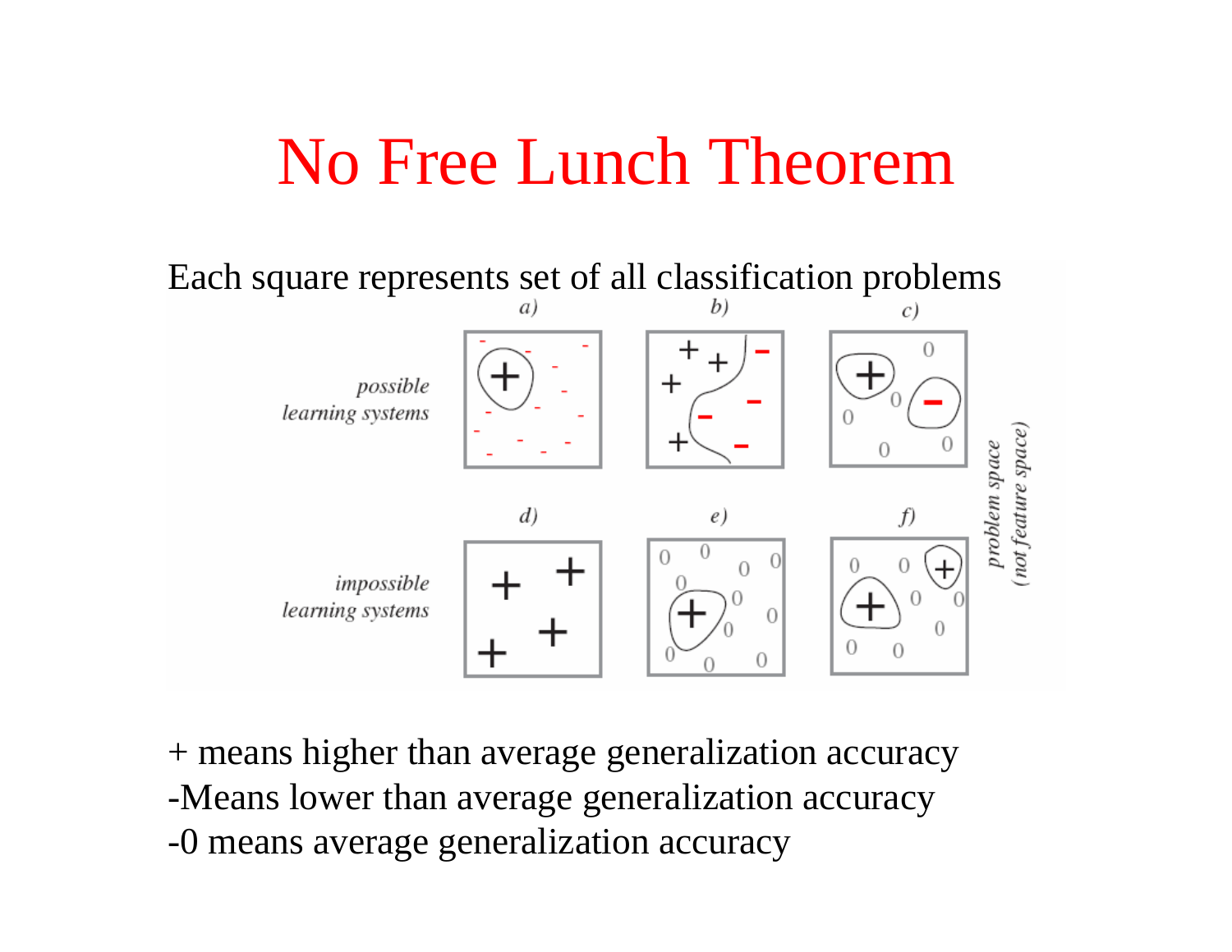# No Free Lunch Theorem

Each square represents set of all classification problems

+ means higher than average generalization accuracy

-Means lower than average generalization accuracy

-0 means average generalization accuracy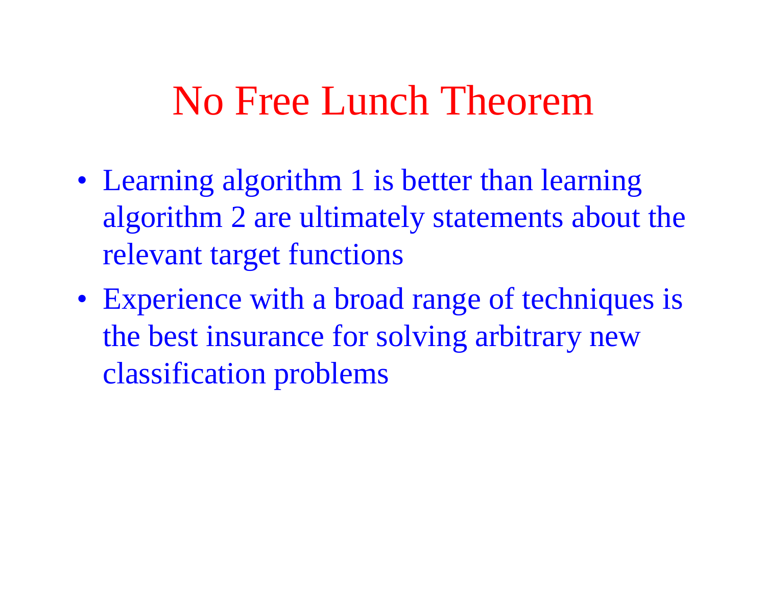# No Free Lunch Theorem

- Learning algorithm 1 is better than learning algorithm 2 are ultimately statements about the relevant target functions
- Experience with a broad range of techniques is the best insurance for solving arbitrary new classification problems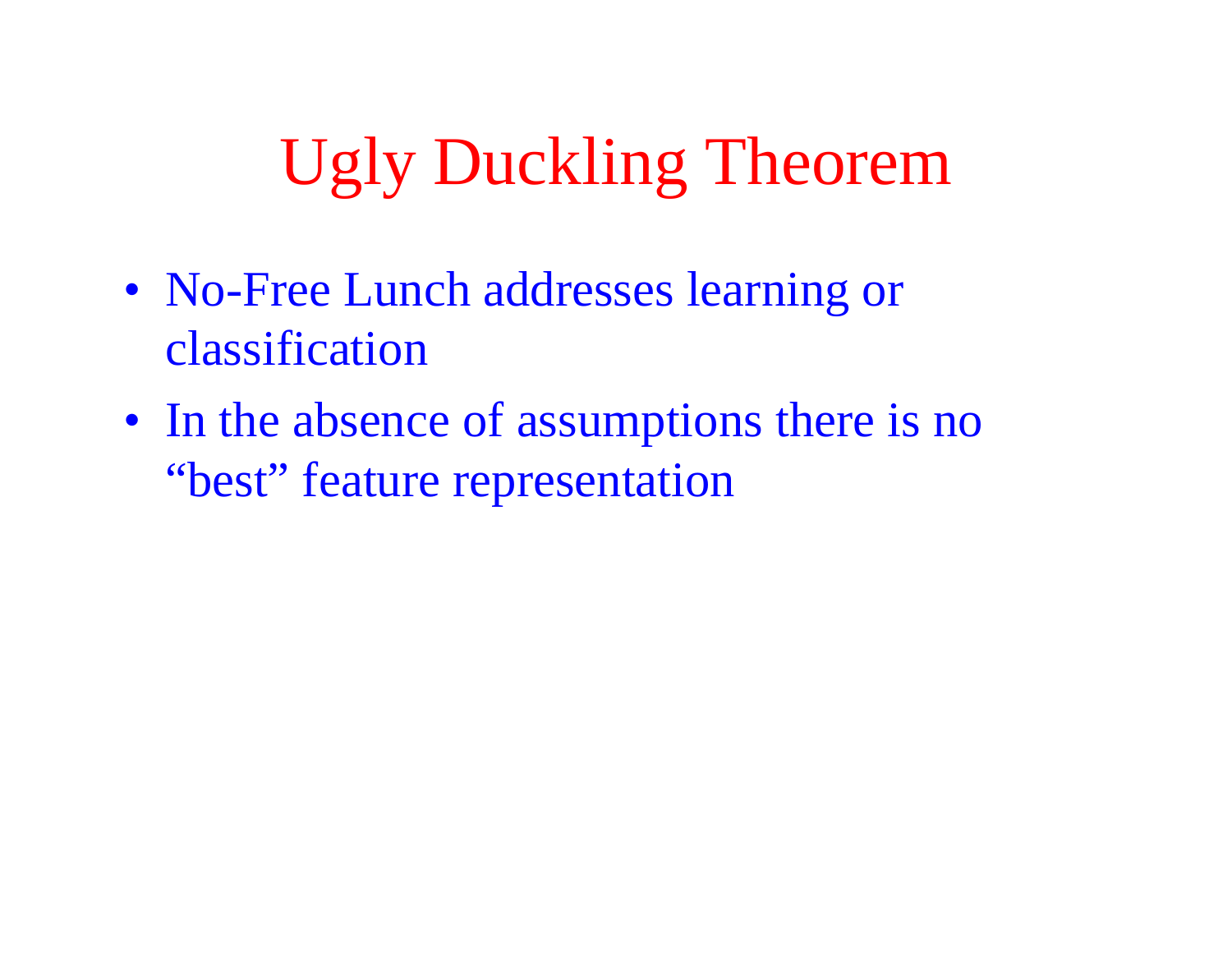# Ugly Duckling Theorem

- No-Free Lunch addresses learning or classification
- In the absence of assumptions there is no "best" feature representation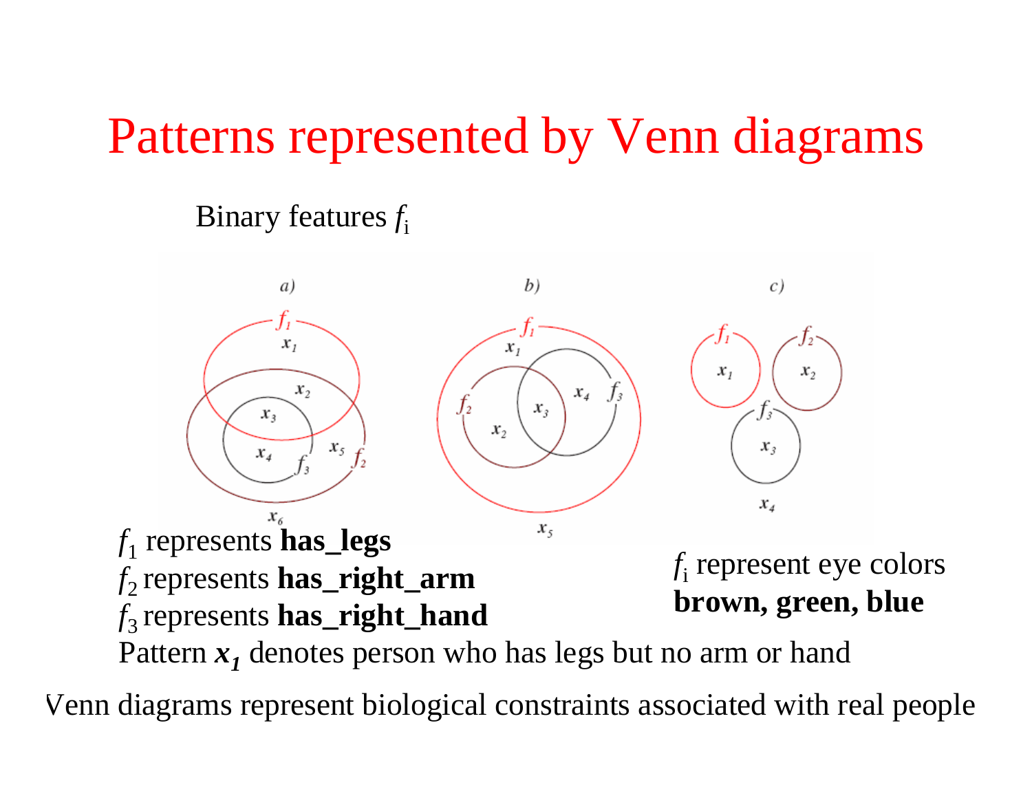# Patterns represented by Venn diagrams

Binary features $f_i$

a) b) c)

$f_1$ represents **has_legs**
$f_2$ represents **has_right_arm**
$f_3$ represents **has_right_hand**

$f_i$ represent eye colors
**brown, green, blue**

Pattern $x_1$ denotes person who has legs but no arm or hand

Venn diagrams represent biological constraints associated with real people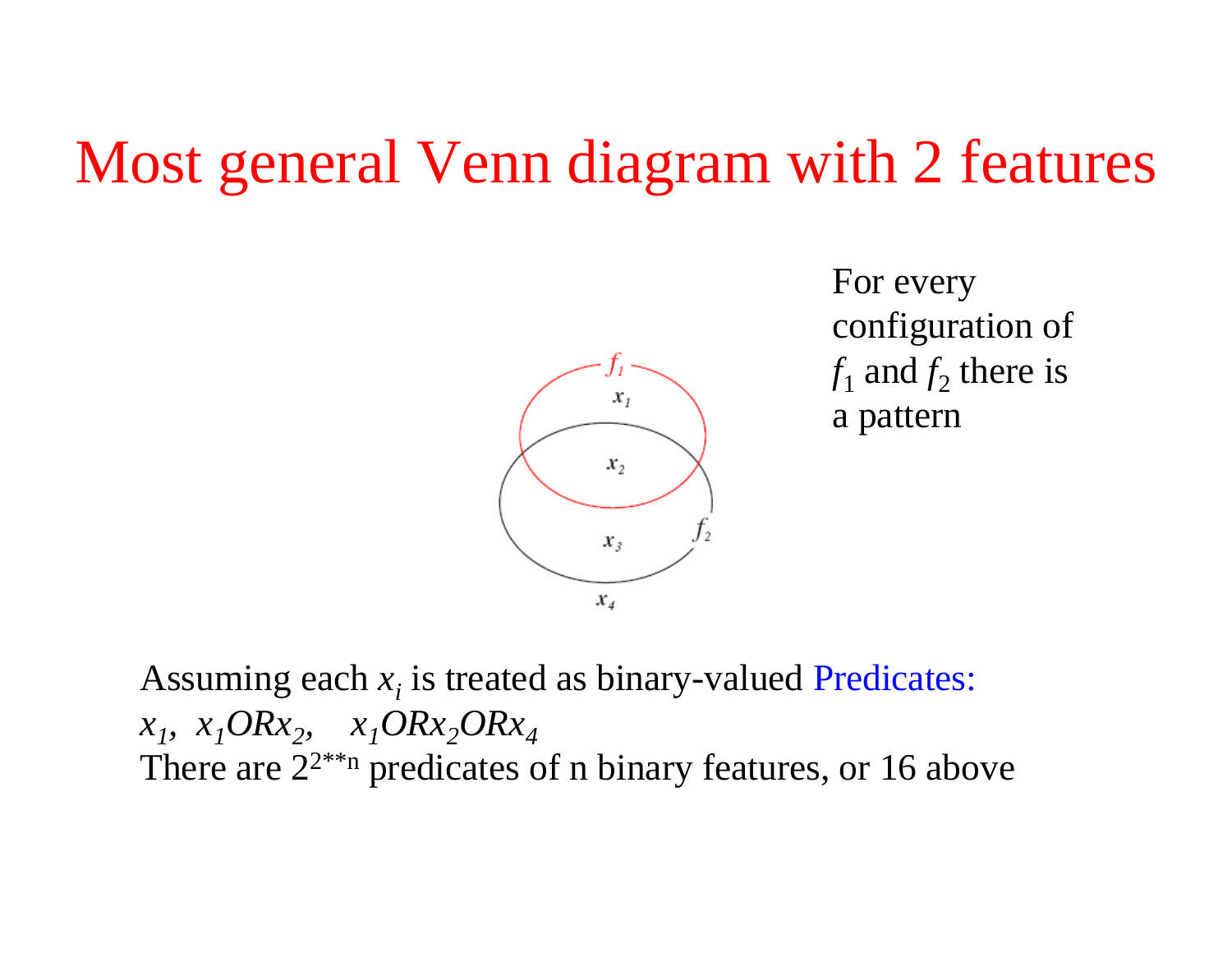# Most general Venn diagram with 2 features

For every configuration of $f_1$ and $f_2$ there is a pattern

Assuming each $x_i$ is treated as binary-valued Predicates:

$x_1$, $x_1 OR x_2$, $x_1 OR x_2 OR x_4$

There are $2^{2^{**}n}$ predicates of n binary features, or 16 above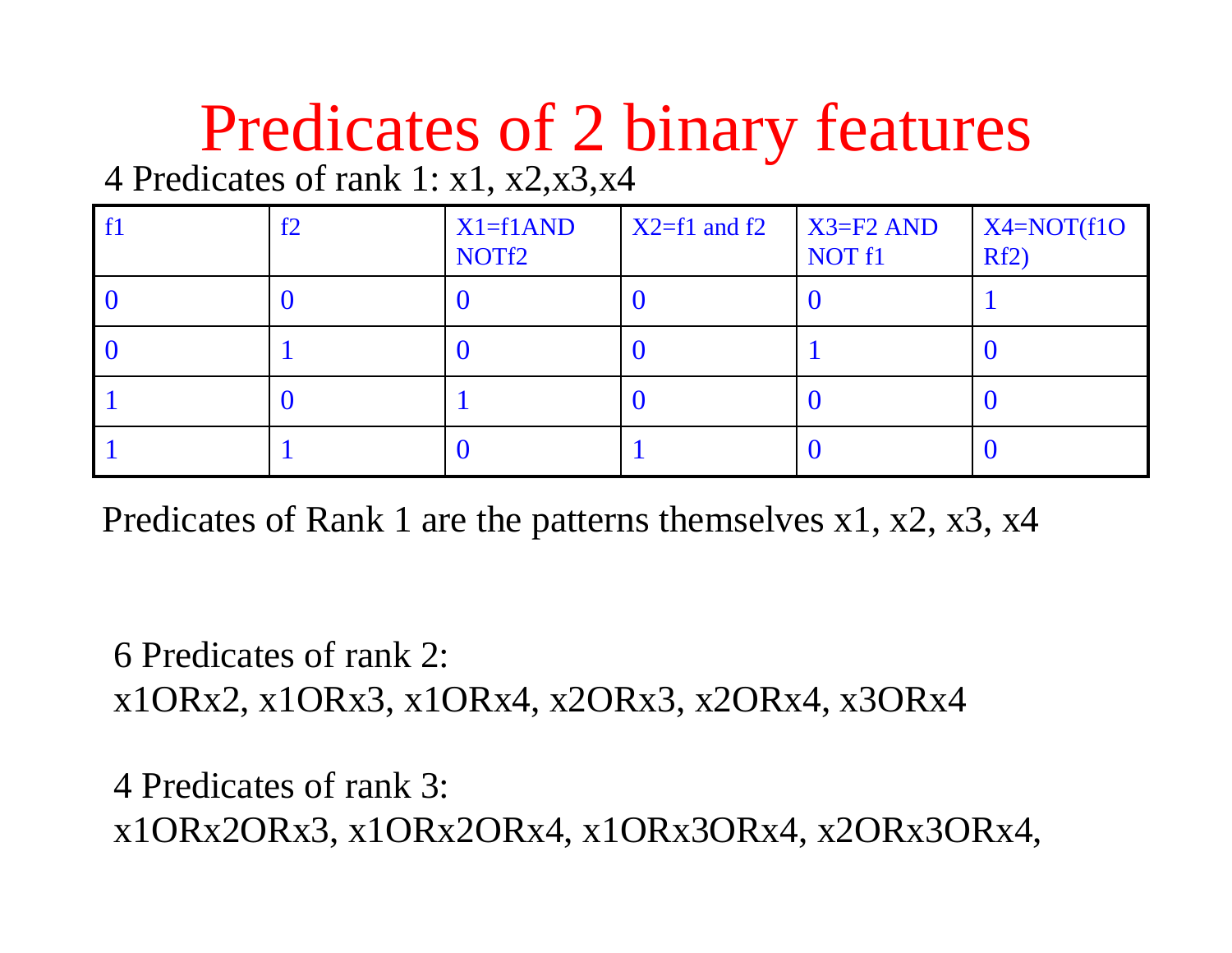# Predicates of 2 binary features

4 Predicates of rank 1: x1, x2,x3,x4

| f1 | f2 | X1=f1AND NOTf2 | X2=f1 and f2 | X3=F2 AND NOT f1 | X4=NOT(f1ORf2) |
|---|---|---|---|---|---|
| 0 | 0 | 0 | 0 | 0 | 1 |
| 0 | 1 | 0 | 0 | 1 | 0 |
| 1 | 0 | 1 | 0 | 0 | 0 |
| 1 | 1 | 0 | 1 | 0 | 0 |

Predicates of Rank 1 are the patterns themselves x1, x2, x3, x4

6 Predicates of rank 2:
x1ORx2, x1ORx3, x1ORx4, x2ORx3, x2ORx4, x3ORx4

4 Predicates of rank 3:
x1ORx2ORx3, x1ORx2ORx4, x1ORx3ORx4, x2ORx3ORx4,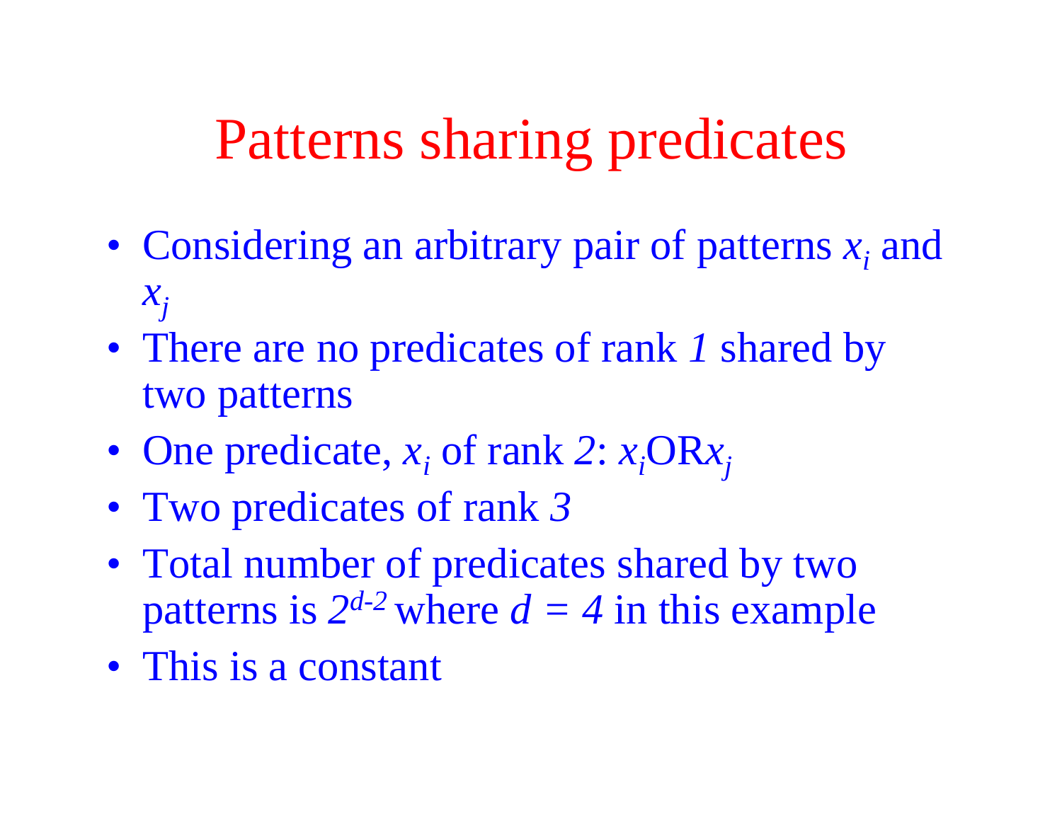# Patterns sharing predicates

- Considering an arbitrary pair of patterns $x_i$ and $x_j$
- There are no predicates of rank *1* shared by two patterns
- One predicate, $x_i$ of rank *2*: $x_i$OR$x_j$
- Two predicates of rank *3*
- Total number of predicates shared by two patterns is $2^{d-2}$ where $d = 4$ in this example
- This is a constant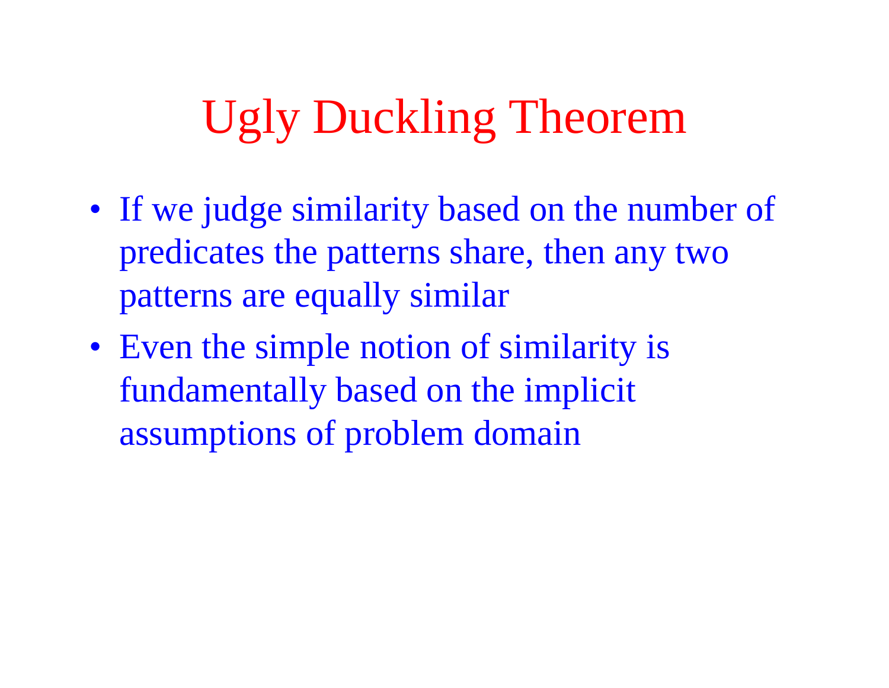# Ugly Duckling Theorem

- If we judge similarity based on the number of predicates the patterns share, then any two patterns are equally similar
- Even the simple notion of similarity is fundamentally based on the implicit assumptions of problem domain